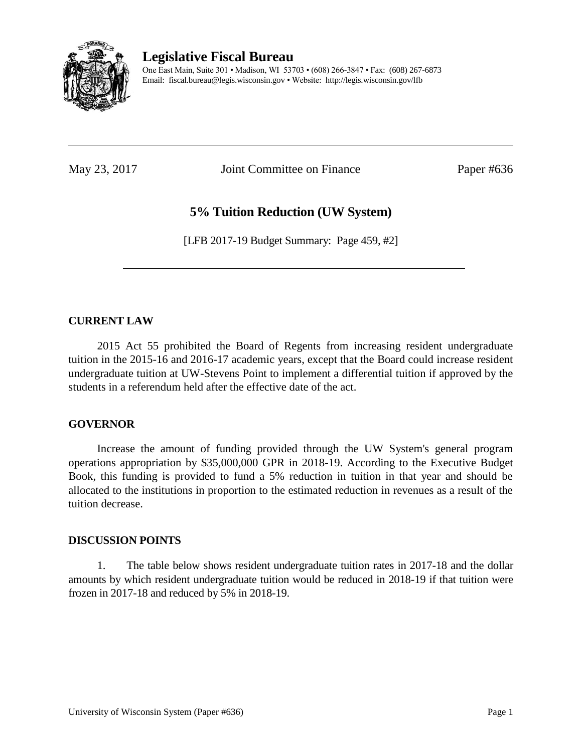# Legislative Fiscal Bureau

One East Main, Suite 301 • Madison, WI 53703 • (608) 266-3847 • Fax: (608) 267-6873
Email: fiscal.bureau@legis.wisconsin.gov • Website: http://legis.wisconsin.gov/lfb

---

May 23, 2017 Joint Committee on Finance Paper #636

## 5% Tuition Reduction (UW System)

[LFB 2017-19 Budget Summary: Page 459, #2]

---

### CURRENT LAW

2015 Act 55 prohibited the Board of Regents from increasing resident undergraduate tuition in the 2015-16 and 2016-17 academic years, except that the Board could increase resident undergraduate tuition at UW-Stevens Point to implement a differential tuition if approved by the students in a referendum held after the effective date of the act.

### GOVERNOR

Increase the amount of funding provided through the UW System's general program operations appropriation by $35,000,000 GPR in 2018-19. According to the Executive Budget Book, this funding is provided to fund a 5% reduction in tuition in that year and should be allocated to the institutions in proportion to the estimated reduction in revenues as a result of the tuition decrease.

### DISCUSSION POINTS

1. The table below shows resident undergraduate tuition rates in 2017-18 and the dollar amounts by which resident undergraduate tuition would be reduced in 2018-19 if that tuition were frozen in 2017-18 and reduced by 5% in 2018-19.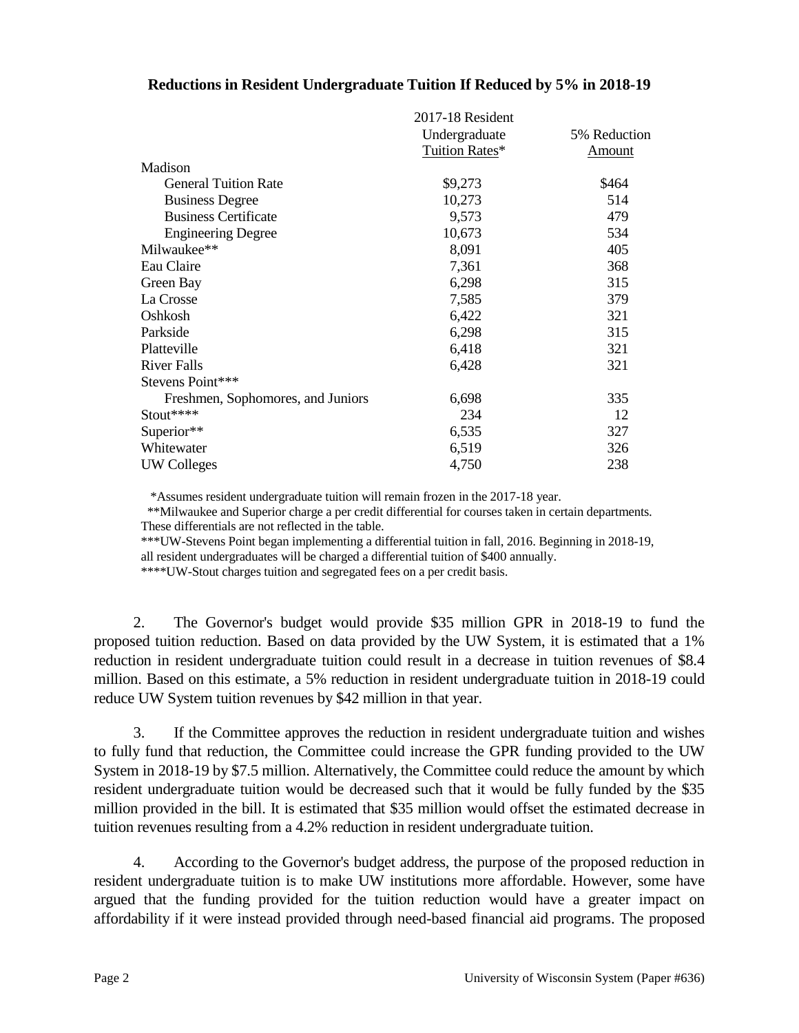**Reductions in Resident Undergraduate Tuition If Reduced by 5% in 2018-19**

| | 2017-18 Resident Undergraduate Tuition Rates* | 5% Reduction Amount |
|---|---|---|
| Madison | | |
| General Tuition Rate | $9,273 | $464 |
| Business Degree | 10,273 | 514 |
| Business Certificate | 9,573 | 479 |
| Engineering Degree | 10,673 | 534 |
| Milwaukee** | 8,091 | 405 |
| Eau Claire | 7,361 | 368 |
| Green Bay | 6,298 | 315 |
| La Crosse | 7,585 | 379 |
| Oshkosh | 6,422 | 321 |
| Parkside | 6,298 | 315 |
| Platteville | 6,418 | 321 |
| River Falls | 6,428 | 321 |
| Stevens Point*** | | |
| Freshmen, Sophomores, and Juniors | 6,698 | 335 |
| Stout**** | 234 | 12 |
| Superior** | 6,535 | 327 |
| Whitewater | 6,519 | 326 |
| UW Colleges | 4,750 | 238 |

*Assumes resident undergraduate tuition will remain frozen in the 2017-18 year.

**Milwaukee and Superior charge a per credit differential for courses taken in certain departments. These differentials are not reflected in the table.

***UW-Stevens Point began implementing a differential tuition in fall, 2016. Beginning in 2018-19, all resident undergraduates will be charged a differential tuition of $400 annually.

****UW-Stout charges tuition and segregated fees on a per credit basis.

2. The Governor's budget would provide $35 million GPR in 2018-19 to fund the proposed tuition reduction. Based on data provided by the UW System, it is estimated that a 1% reduction in resident undergraduate tuition could result in a decrease in tuition revenues of $8.4 million. Based on this estimate, a 5% reduction in resident undergraduate tuition in 2018-19 could reduce UW System tuition revenues by $42 million in that year.

3. If the Committee approves the reduction in resident undergraduate tuition and wishes to fully fund that reduction, the Committee could increase the GPR funding provided to the UW System in 2018-19 by $7.5 million. Alternatively, the Committee could reduce the amount by which resident undergraduate tuition would be decreased such that it would be fully funded by the $35 million provided in the bill. It is estimated that $35 million would offset the estimated decrease in tuition revenues resulting from a 4.2% reduction in resident undergraduate tuition.

4. According to the Governor's budget address, the purpose of the proposed reduction in resident undergraduate tuition is to make UW institutions more affordable. However, some have argued that the funding provided for the tuition reduction would have a greater impact on affordability if it were instead provided through need-based financial aid programs. The proposed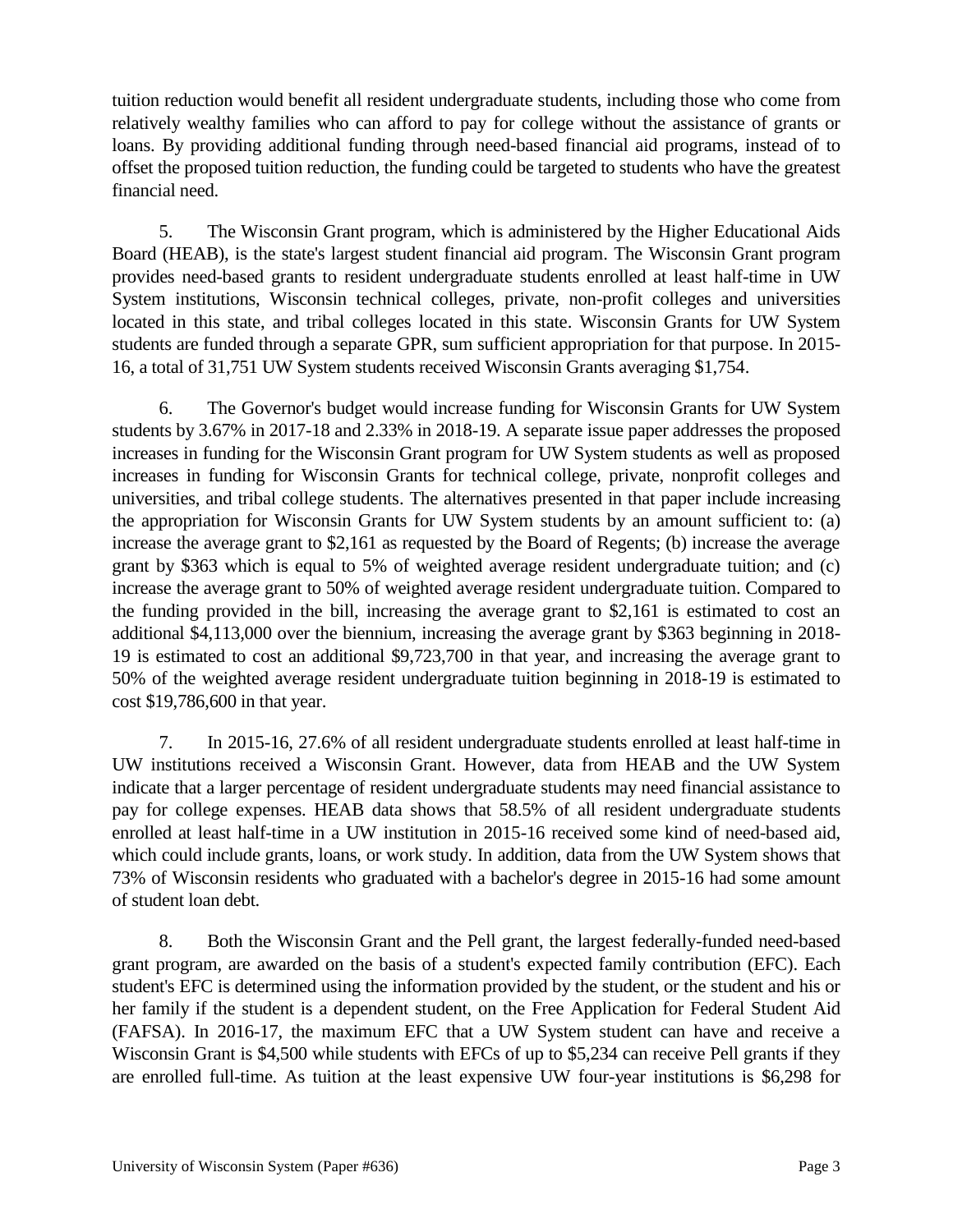tuition reduction would benefit all resident undergraduate students, including those who come from relatively wealthy families who can afford to pay for college without the assistance of grants or loans. By providing additional funding through need-based financial aid programs, instead of to offset the proposed tuition reduction, the funding could be targeted to students who have the greatest financial need.

5. The Wisconsin Grant program, which is administered by the Higher Educational Aids Board (HEAB), is the state's largest student financial aid program. The Wisconsin Grant program provides need-based grants to resident undergraduate students enrolled at least half-time in UW System institutions, Wisconsin technical colleges, private, non-profit colleges and universities located in this state, and tribal colleges located in this state. Wisconsin Grants for UW System students are funded through a separate GPR, sum sufficient appropriation for that purpose. In 2015-16, a total of 31,751 UW System students received Wisconsin Grants averaging $1,754.

6. The Governor's budget would increase funding for Wisconsin Grants for UW System students by 3.67% in 2017-18 and 2.33% in 2018-19. A separate issue paper addresses the proposed increases in funding for the Wisconsin Grant program for UW System students as well as proposed increases in funding for Wisconsin Grants for technical college, private, nonprofit colleges and universities, and tribal college students. The alternatives presented in that paper include increasing the appropriation for Wisconsin Grants for UW System students by an amount sufficient to: (a) increase the average grant to $2,161 as requested by the Board of Regents; (b) increase the average grant by $363 which is equal to 5% of weighted average resident undergraduate tuition; and (c) increase the average grant to 50% of weighted average resident undergraduate tuition. Compared to the funding provided in the bill, increasing the average grant to $2,161 is estimated to cost an additional $4,113,000 over the biennium, increasing the average grant by $363 beginning in 2018-19 is estimated to cost an additional $9,723,700 in that year, and increasing the average grant to 50% of the weighted average resident undergraduate tuition beginning in 2018-19 is estimated to cost $19,786,600 in that year.

7. In 2015-16, 27.6% of all resident undergraduate students enrolled at least half-time in UW institutions received a Wisconsin Grant. However, data from HEAB and the UW System indicate that a larger percentage of resident undergraduate students may need financial assistance to pay for college expenses. HEAB data shows that 58.5% of all resident undergraduate students enrolled at least half-time in a UW institution in 2015-16 received some kind of need-based aid, which could include grants, loans, or work study. In addition, data from the UW System shows that 73% of Wisconsin residents who graduated with a bachelor's degree in 2015-16 had some amount of student loan debt.

8. Both the Wisconsin Grant and the Pell grant, the largest federally-funded need-based grant program, are awarded on the basis of a student's expected family contribution (EFC). Each student's EFC is determined using the information provided by the student, or the student and his or her family if the student is a dependent student, on the Free Application for Federal Student Aid (FAFSA). In 2016-17, the maximum EFC that a UW System student can have and receive a Wisconsin Grant is $4,500 while students with EFCs of up to $5,234 can receive Pell grants if they are enrolled full-time. As tuition at the least expensive UW four-year institutions is $6,298 for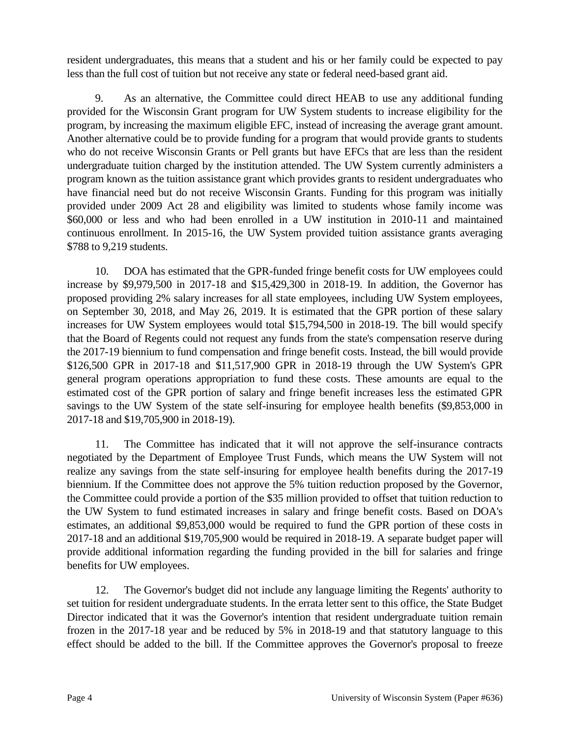resident undergraduates, this means that a student and his or her family could be expected to pay less than the full cost of tuition but not receive any state or federal need-based grant aid.

9. As an alternative, the Committee could direct HEAB to use any additional funding provided for the Wisconsin Grant program for UW System students to increase eligibility for the program, by increasing the maximum eligible EFC, instead of increasing the average grant amount. Another alternative could be to provide funding for a program that would provide grants to students who do not receive Wisconsin Grants or Pell grants but have EFCs that are less than the resident undergraduate tuition charged by the institution attended. The UW System currently administers a program known as the tuition assistance grant which provides grants to resident undergraduates who have financial need but do not receive Wisconsin Grants. Funding for this program was initially provided under 2009 Act 28 and eligibility was limited to students whose family income was $60,000 or less and who had been enrolled in a UW institution in 2010-11 and maintained continuous enrollment. In 2015-16, the UW System provided tuition assistance grants averaging $788 to 9,219 students.

10. DOA has estimated that the GPR-funded fringe benefit costs for UW employees could increase by $9,979,500 in 2017-18 and $15,429,300 in 2018-19. In addition, the Governor has proposed providing 2% salary increases for all state employees, including UW System employees, on September 30, 2018, and May 26, 2019. It is estimated that the GPR portion of these salary increases for UW System employees would total $15,794,500 in 2018-19. The bill would specify that the Board of Regents could not request any funds from the state's compensation reserve during the 2017-19 biennium to fund compensation and fringe benefit costs. Instead, the bill would provide $126,500 GPR in 2017-18 and $11,517,900 GPR in 2018-19 through the UW System's GPR general program operations appropriation to fund these costs. These amounts are equal to the estimated cost of the GPR portion of salary and fringe benefit increases less the estimated GPR savings to the UW System of the state self-insuring for employee health benefits ($9,853,000 in 2017-18 and $19,705,900 in 2018-19).

11. The Committee has indicated that it will not approve the self-insurance contracts negotiated by the Department of Employee Trust Funds, which means the UW System will not realize any savings from the state self-insuring for employee health benefits during the 2017-19 biennium. If the Committee does not approve the 5% tuition reduction proposed by the Governor, the Committee could provide a portion of the $35 million provided to offset that tuition reduction to the UW System to fund estimated increases in salary and fringe benefit costs. Based on DOA's estimates, an additional $9,853,000 would be required to fund the GPR portion of these costs in 2017-18 and an additional $19,705,900 would be required in 2018-19. A separate budget paper will provide additional information regarding the funding provided in the bill for salaries and fringe benefits for UW employees.

12. The Governor's budget did not include any language limiting the Regents' authority to set tuition for resident undergraduate students. In the errata letter sent to this office, the State Budget Director indicated that it was the Governor's intention that resident undergraduate tuition remain frozen in the 2017-18 year and be reduced by 5% in 2018-19 and that statutory language to this effect should be added to the bill. If the Committee approves the Governor's proposal to freeze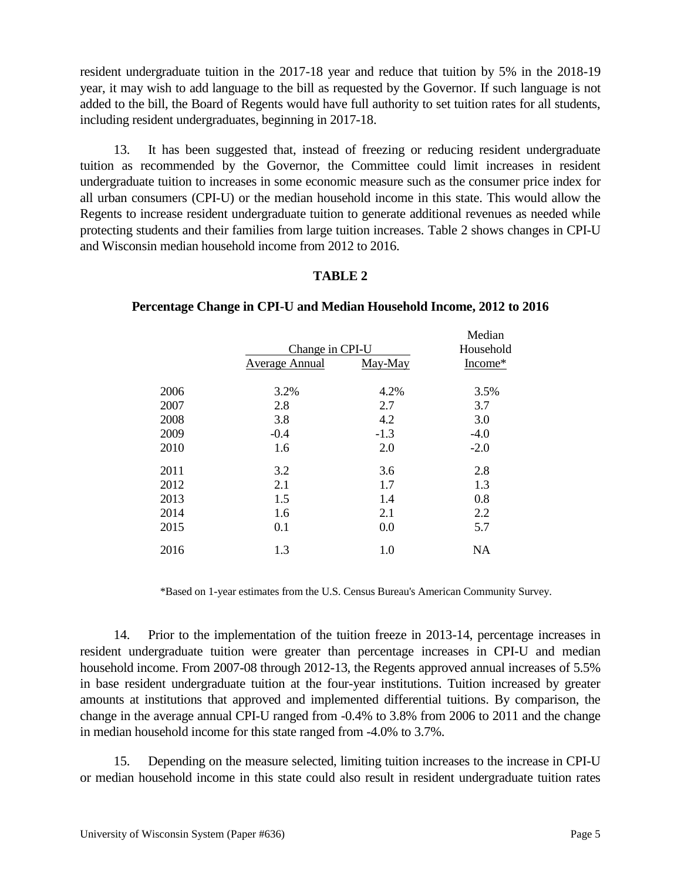resident undergraduate tuition in the 2017-18 year and reduce that tuition by 5% in the 2018-19 year, it may wish to add language to the bill as requested by the Governor. If such language is not added to the bill, the Board of Regents would have full authority to set tuition rates for all students, including resident undergraduates, beginning in 2017-18.

13. It has been suggested that, instead of freezing or reducing resident undergraduate tuition as recommended by the Governor, the Committee could limit increases in resident undergraduate tuition to increases in some economic measure such as the consumer price index for all urban consumers (CPI-U) or the median household income in this state. This would allow the Regents to increase resident undergraduate tuition to generate additional revenues as needed while protecting students and their families from large tuition increases. Table 2 shows changes in CPI-U and Wisconsin median household income from 2012 to 2016.

**TABLE 2**

**Percentage Change in CPI-U and Median Household Income, 2012 to 2016**

| | Change in CPI-U | | Median Household |
|---|---|---|---|
| | Average Annual | May-May | Income* |
| 2006 | 3.2% | 4.2% | 3.5% |
| 2007 | 2.8 | 2.7 | 3.7 |
| 2008 | 3.8 | 4.2 | 3.0 |
| 2009 | -0.4 | -1.3 | -4.0 |
| 2010 | 1.6 | 2.0 | -2.0 |
| 2011 | 3.2 | 3.6 | 2.8 |
| 2012 | 2.1 | 1.7 | 1.3 |
| 2013 | 1.5 | 1.4 | 0.8 |
| 2014 | 1.6 | 2.1 | 2.2 |
| 2015 | 0.1 | 0.0 | 5.7 |
| 2016 | 1.3 | 1.0 | NA |

*Based on 1-year estimates from the U.S. Census Bureau's American Community Survey.

14. Prior to the implementation of the tuition freeze in 2013-14, percentage increases in resident undergraduate tuition were greater than percentage increases in CPI-U and median household income. From 2007-08 through 2012-13, the Regents approved annual increases of 5.5% in base resident undergraduate tuition at the four-year institutions. Tuition increased by greater amounts at institutions that approved and implemented differential tuitions. By comparison, the change in the average annual CPI-U ranged from -0.4% to 3.8% from 2006 to 2011 and the change in median household income for this state ranged from -4.0% to 3.7%.

15. Depending on the measure selected, limiting tuition increases to the increase in CPI-U or median household income in this state could also result in resident undergraduate tuition rates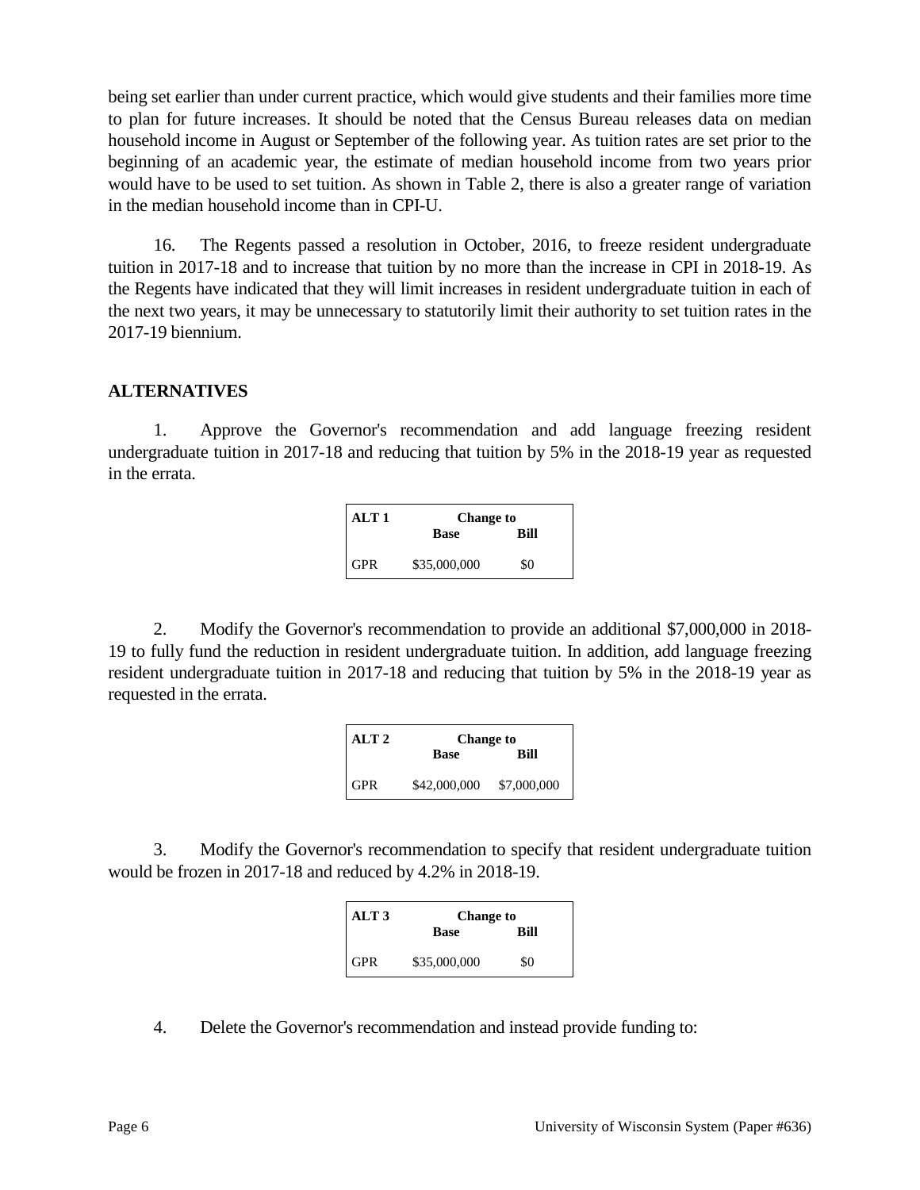being set earlier than under current practice, which would give students and their families more time to plan for future increases. It should be noted that the Census Bureau releases data on median household income in August or September of the following year. As tuition rates are set prior to the beginning of an academic year, the estimate of median household income from two years prior would have to be used to set tuition. As shown in Table 2, there is also a greater range of variation in the median household income than in CPI-U.

16. The Regents passed a resolution in October, 2016, to freeze resident undergraduate tuition in 2017-18 and to increase that tuition by no more than the increase in CPI in 2018-19. As the Regents have indicated that they will limit increases in resident undergraduate tuition in each of the next two years, it may be unnecessary to statutorily limit their authority to set tuition rates in the 2017-19 biennium.

## ALTERNATIVES

1. Approve the Governor's recommendation and add language freezing resident undergraduate tuition in 2017-18 and reducing that tuition by 5% in the 2018-19 year as requested in the errata.

| ALT 1 | Change to | |
|---|---|---|
| | Base | Bill |
| GPR | $35,000,000 | $0 |

2. Modify the Governor's recommendation to provide an additional $7,000,000 in 2018-19 to fully fund the reduction in resident undergraduate tuition. In addition, add language freezing resident undergraduate tuition in 2017-18 and reducing that tuition by 5% in the 2018-19 year as requested in the errata.

| ALT 2 | Change to | |
|---|---|---|
| | Base | Bill |
| GPR | $42,000,000 | $7,000,000 |

3. Modify the Governor's recommendation to specify that resident undergraduate tuition would be frozen in 2017-18 and reduced by 4.2% in 2018-19.

| ALT 3 | Change to | |
|---|---|---|
| | Base | Bill |
| GPR | $35,000,000 | $0 |

4. Delete the Governor's recommendation and instead provide funding to: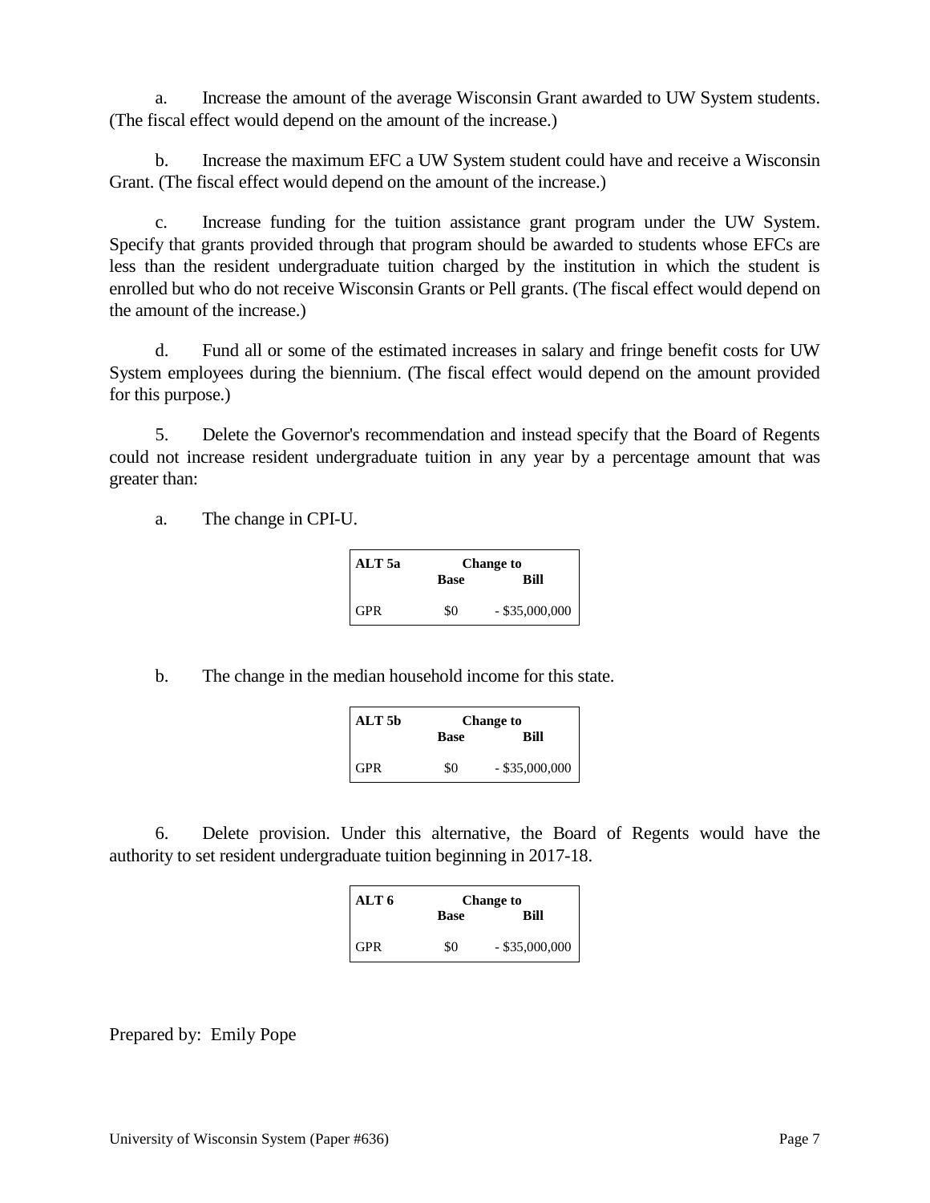a. Increase the amount of the average Wisconsin Grant awarded to UW System students. (The fiscal effect would depend on the amount of the increase.)

b. Increase the maximum EFC a UW System student could have and receive a Wisconsin Grant. (The fiscal effect would depend on the amount of the increase.)

c. Increase funding for the tuition assistance grant program under the UW System. Specify that grants provided through that program should be awarded to students whose EFCs are less than the resident undergraduate tuition charged by the institution in which the student is enrolled but who do not receive Wisconsin Grants or Pell grants. (The fiscal effect would depend on the amount of the increase.)

d. Fund all or some of the estimated increases in salary and fringe benefit costs for UW System employees during the biennium. (The fiscal effect would depend on the amount provided for this purpose.)

5. Delete the Governor's recommendation and instead specify that the Board of Regents could not increase resident undergraduate tuition in any year by a percentage amount that was greater than:

a. The change in CPI-U.

| ALT 5a | Change to | |
|---|---|---|
| | Base | Bill |
| GPR | $0 | - $35,000,000 |

b. The change in the median household income for this state.

| ALT 5b | Change to | |
|---|---|---|
| | Base | Bill |
| GPR | $0 | - $35,000,000 |

6. Delete provision. Under this alternative, the Board of Regents would have the authority to set resident undergraduate tuition beginning in 2017-18.

| ALT 6 | Change to | |
|---|---|---|
| | Base | Bill |
| GPR | $0 | - $35,000,000 |

Prepared by: Emily Pope